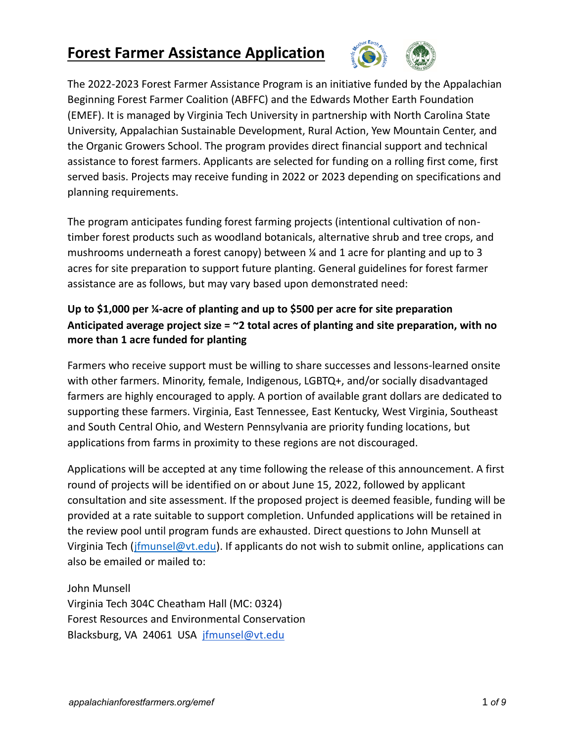# Forest Farmer Assistance Application

The 2022-2023 Forest Farmer Assistance Program is an initiative funded by the Appalachian Beginning Forest Farmer Coalition (ABFFC) and the Edwards Mother Earth Foundation (EMEF). It is managed by Virginia Tech University in partnership with North Carolina State University, Appalachian Sustainable Development, Rural Action, Yew Mountain Center, and the Organic Growers School. The program provides direct financial support and technical assistance to forest farmers. Applicants are selected for funding on a rolling first come, first served basis. Projects may receive funding in 2022 or 2023 depending on specifications and planning requirements.

The program anticipates funding forest farming projects (intentional cultivation of non-timber forest products such as woodland botanicals, alternative shrub and tree crops, and mushrooms underneath a forest canopy) between ¼ and 1 acre for planting and up to 3 acres for site preparation to support future planting. General guidelines for forest farmer assistance are as follows, but may vary based upon demonstrated need:

**Up to $1,000 per ¼-acre of planting and up to $500 per acre for site preparation**
**Anticipated average project size = ~2 total acres of planting and site preparation, with no more than 1 acre funded for planting**

Farmers who receive support must be willing to share successes and lessons-learned onsite with other farmers. Minority, female, Indigenous, LGBTQ+, and/or socially disadvantaged farmers are highly encouraged to apply. A portion of available grant dollars are dedicated to supporting these farmers. Virginia, East Tennessee, East Kentucky, West Virginia, Southeast and South Central Ohio, and Western Pennsylvania are priority funding locations, but applications from farms in proximity to these regions are not discouraged.

Applications will be accepted at any time following the release of this announcement. A first round of projects will be identified on or about June 15, 2022, followed by applicant consultation and site assessment. If the proposed project is deemed feasible, funding will be provided at a rate suitable to support completion. Unfunded applications will be retained in the review pool until program funds are exhausted. Direct questions to John Munsell at Virginia Tech (jfmunsel@vt.edu). If applicants do not wish to submit online, applications can also be emailed or mailed to:

John Munsell
Virginia Tech 304C Cheatham Hall (MC: 0324)
Forest Resources and Environmental Conservation
Blacksburg, VA 24061 USA jfmunsel@vt.edu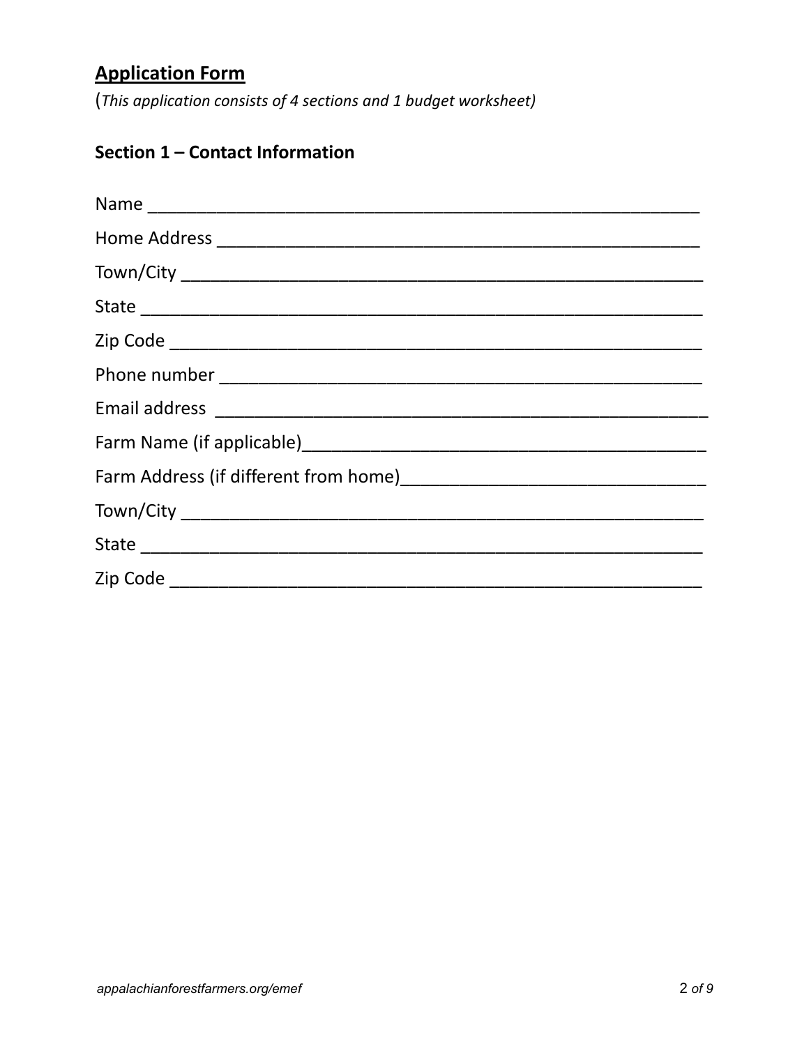## Application Form

(*This application consists of 4 sections and 1 budget worksheet)*

### Section 1 – Contact Information

Name ___________________________________________________________

Home Address ____________________________________________________

Town/City _______________________________________________________

State ___________________________________________________________

Zip Code ________________________________________________________

Phone number ____________________________________________________

Email address ____________________________________________________

Farm Name (if applicable)___________________________________________

Farm Address (if different from home)_________________________________

Town/City _______________________________________________________

State ___________________________________________________________

Zip Code ________________________________________________________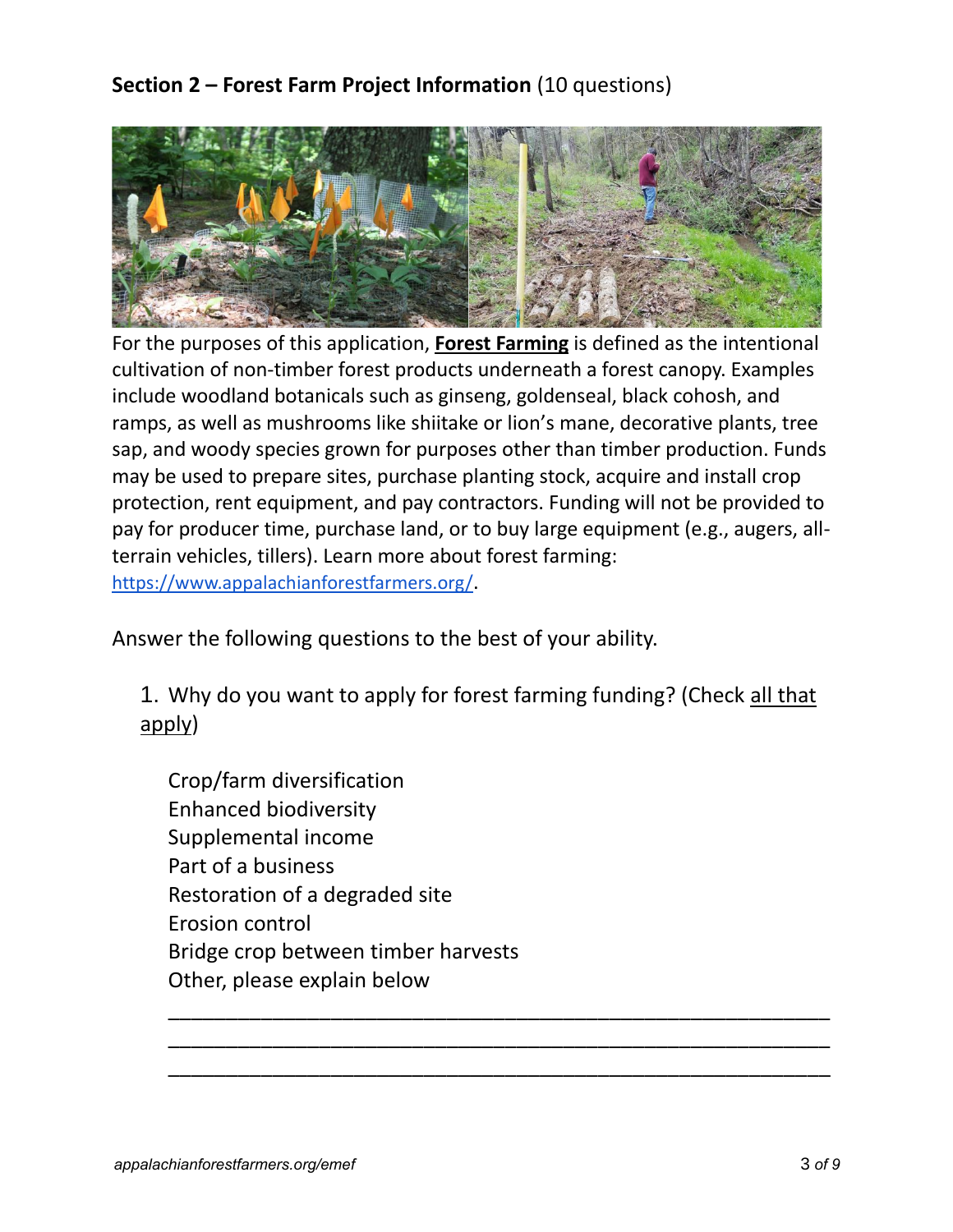## **Section 2 – Forest Farm Project Information** (10 questions)

For the purposes of this application, **Forest Farming** is defined as the intentional cultivation of non-timber forest products underneath a forest canopy. Examples include woodland botanicals such as ginseng, goldenseal, black cohosh, and ramps, as well as mushrooms like shiitake or lion's mane, decorative plants, tree sap, and woody species grown for purposes other than timber production. Funds may be used to prepare sites, purchase planting stock, acquire and install crop protection, rent equipment, and pay contractors. Funding will not be provided to pay for producer time, purchase land, or to buy large equipment (e.g., augers, all-terrain vehicles, tillers). Learn more about forest farming: https://www.appalachianforestfarmers.org/.

Answer the following questions to the best of your ability.

1. Why do you want to apply for forest farming funding? (Check all that apply)

   Crop/farm diversification
   Enhanced biodiversity
   Supplemental income
   Part of a business
   Restoration of a degraded site
   Erosion control
   Bridge crop between timber harvests
   Other, please explain below

   ____________________________________________________________
   ____________________________________________________________
   ____________________________________________________________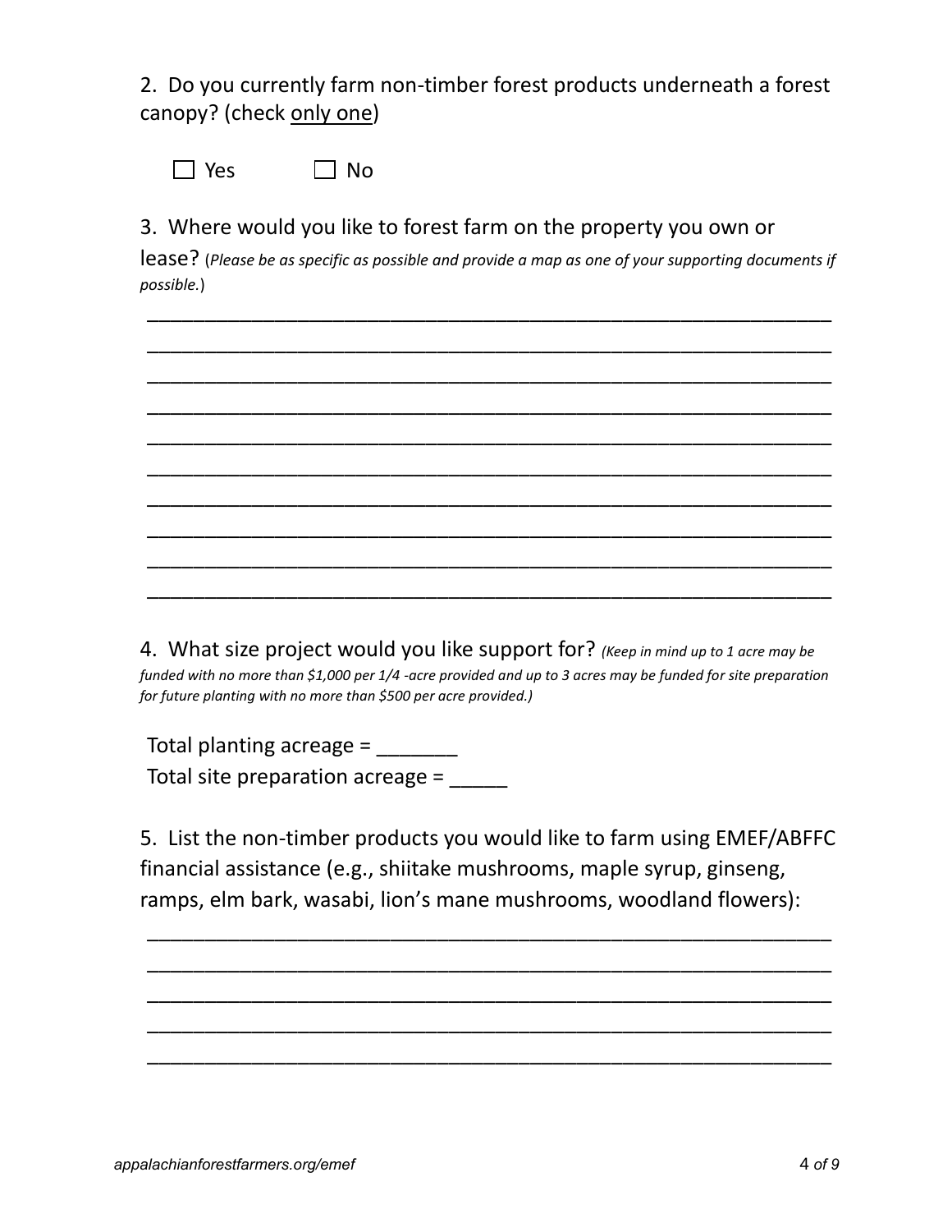2. Do you currently farm non-timber forest products underneath a forest canopy? (check only one)

☐ Yes ☐ No

3. Where would you like to forest farm on the property you own or lease? (*Please be as specific as possible and provide a map as one of your supporting documents if possible.*)

______________________________________________________________

______________________________________________________________

______________________________________________________________

______________________________________________________________

______________________________________________________________

______________________________________________________________

______________________________________________________________

______________________________________________________________

______________________________________________________________

______________________________________________________________

4. What size project would you like support for? *(Keep in mind up to 1 acre may be funded with no more than $1,000 per 1/4 -acre provided and up to 3 acres may be funded for site preparation for future planting with no more than $500 per acre provided.)*

Total planting acreage = _______

Total site preparation acreage = _____

5. List the non-timber products you would like to farm using EMEF/ABFFC financial assistance (e.g., shiitake mushrooms, maple syrup, ginseng, ramps, elm bark, wasabi, lion's mane mushrooms, woodland flowers):

______________________________________________________________

______________________________________________________________

______________________________________________________________

______________________________________________________________

______________________________________________________________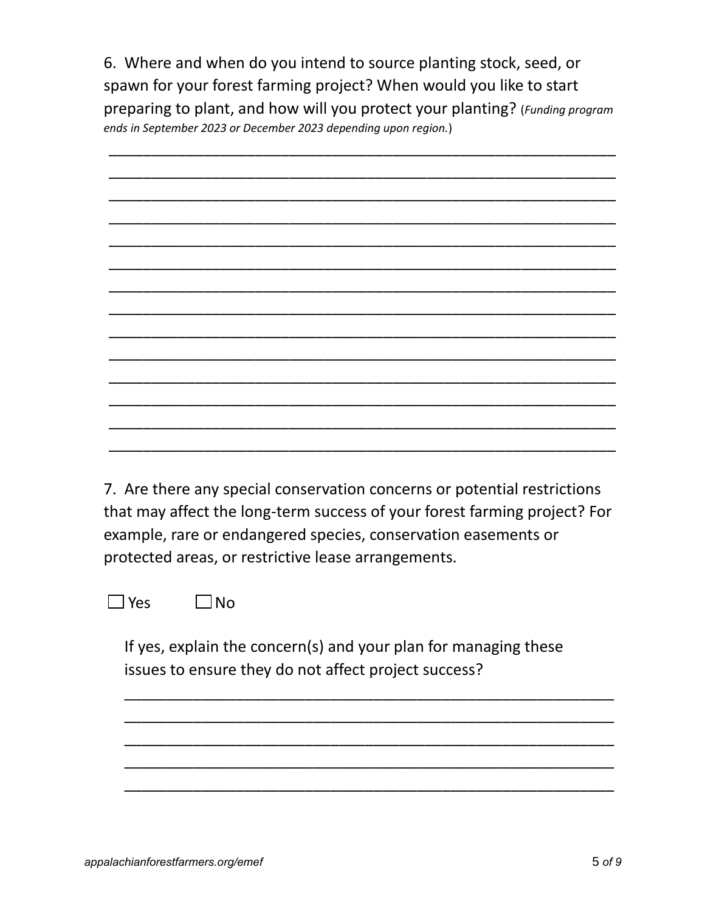6. Where and when do you intend to source planting stock, seed, or spawn for your forest farming project? When would you like to start preparing to plant, and how will you protect your planting? (*Funding program ends in September 2023 or December 2023 depending upon region.*)

_____________________________________________________________
_____________________________________________________________
_____________________________________________________________
_____________________________________________________________
_____________________________________________________________
_____________________________________________________________
_____________________________________________________________
_____________________________________________________________
_____________________________________________________________
_____________________________________________________________
_____________________________________________________________
_____________________________________________________________
_____________________________________________________________
_____________________________________________________________

7. Are there any special conservation concerns or potential restrictions that may affect the long-term success of your forest farming project? For example, rare or endangered species, conservation easements or protected areas, or restrictive lease arrangements.

☐ Yes ☐ No

If yes, explain the concern(s) and your plan for managing these issues to ensure they do not affect project success?

_____________________________________________________________
_____________________________________________________________
_____________________________________________________________
_____________________________________________________________
_____________________________________________________________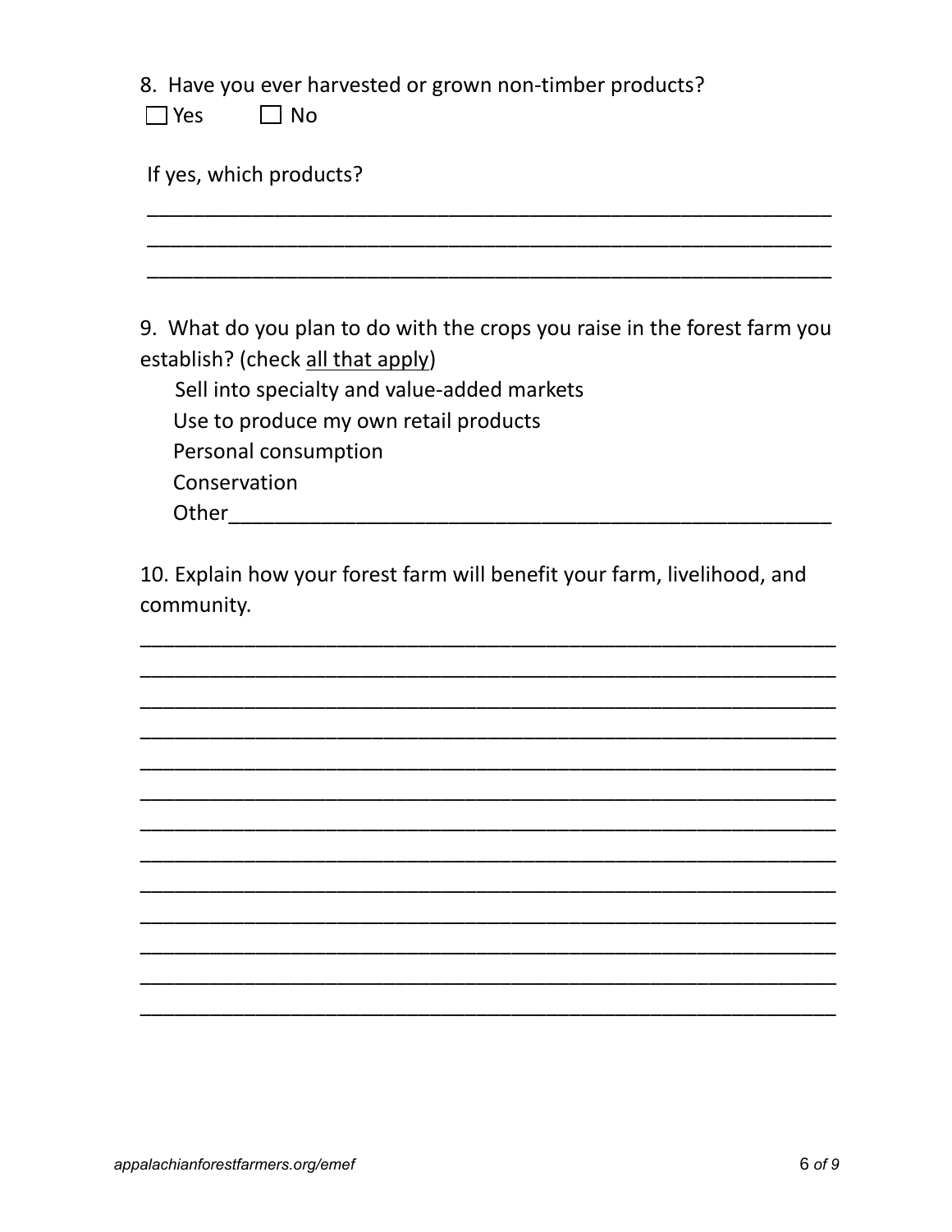8. Have you ever harvested or grown non-timber products?

☐ Yes ☐ No

If yes, which products?

______________________________________________________________

______________________________________________________________

______________________________________________________________

9. What do you plan to do with the crops you raise in the forest farm you establish? (check <u>all that apply</u>)

- Sell into specialty and value-added markets
- Use to produce my own retail products
- Personal consumption
- Conservation
- Other______________________________________________________

10. Explain how your forest farm will benefit your farm, livelihood, and community.

______________________________________________________________

______________________________________________________________

______________________________________________________________

______________________________________________________________

______________________________________________________________

______________________________________________________________

______________________________________________________________

______________________________________________________________

______________________________________________________________

______________________________________________________________

______________________________________________________________

______________________________________________________________

______________________________________________________________

*appalachianforestfarmers.org/emef*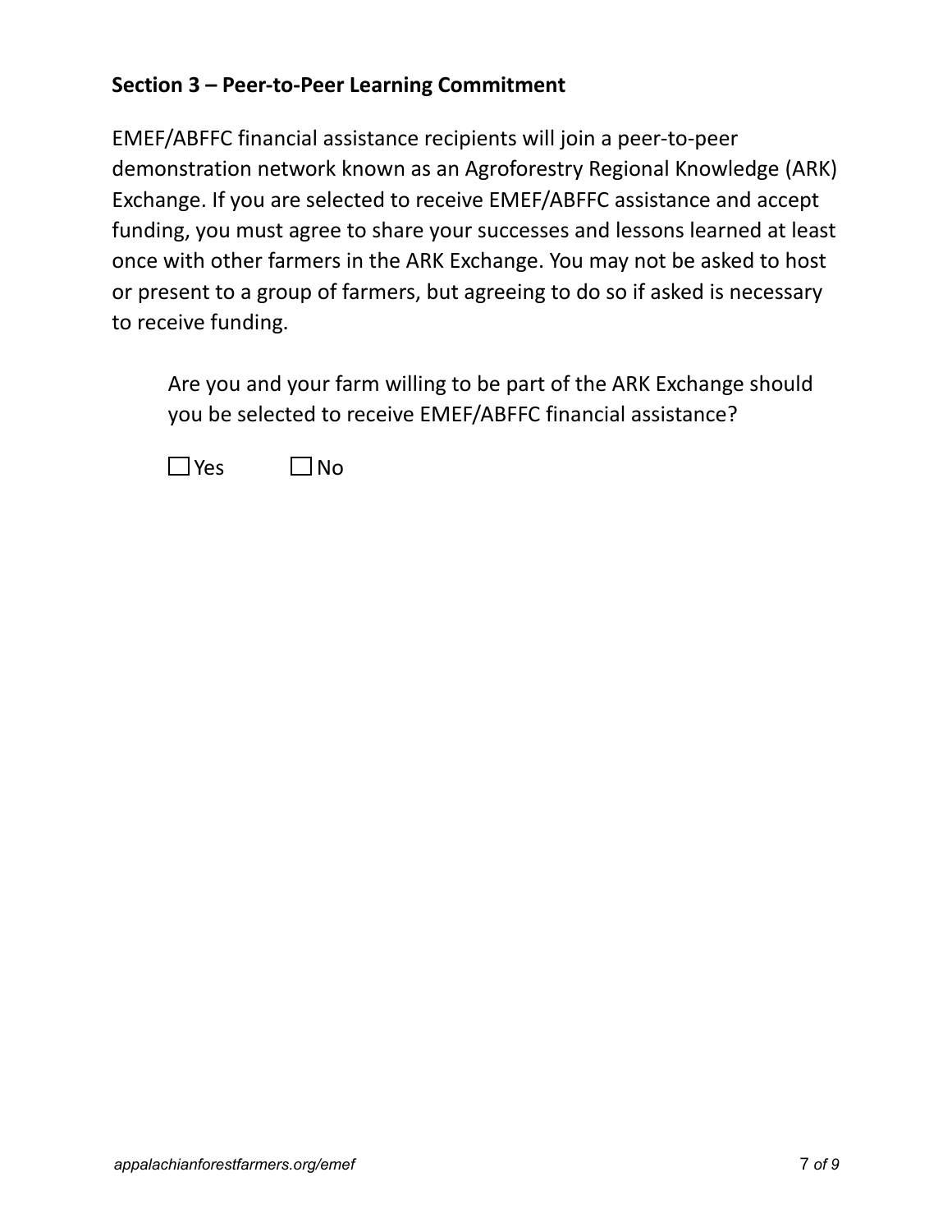## Section 3 – Peer-to-Peer Learning Commitment

EMEF/ABFFC financial assistance recipients will join a peer-to-peer demonstration network known as an Agroforestry Regional Knowledge (ARK) Exchange. If you are selected to receive EMEF/ABFFC assistance and accept funding, you must agree to share your successes and lessons learned at least once with other farmers in the ARK Exchange. You may not be asked to host or present to a group of farmers, but agreeing to do so if asked is necessary to receive funding.

Are you and your farm willing to be part of the ARK Exchange should you be selected to receive EMEF/ABFFC financial assistance?

☐ Yes ☐ No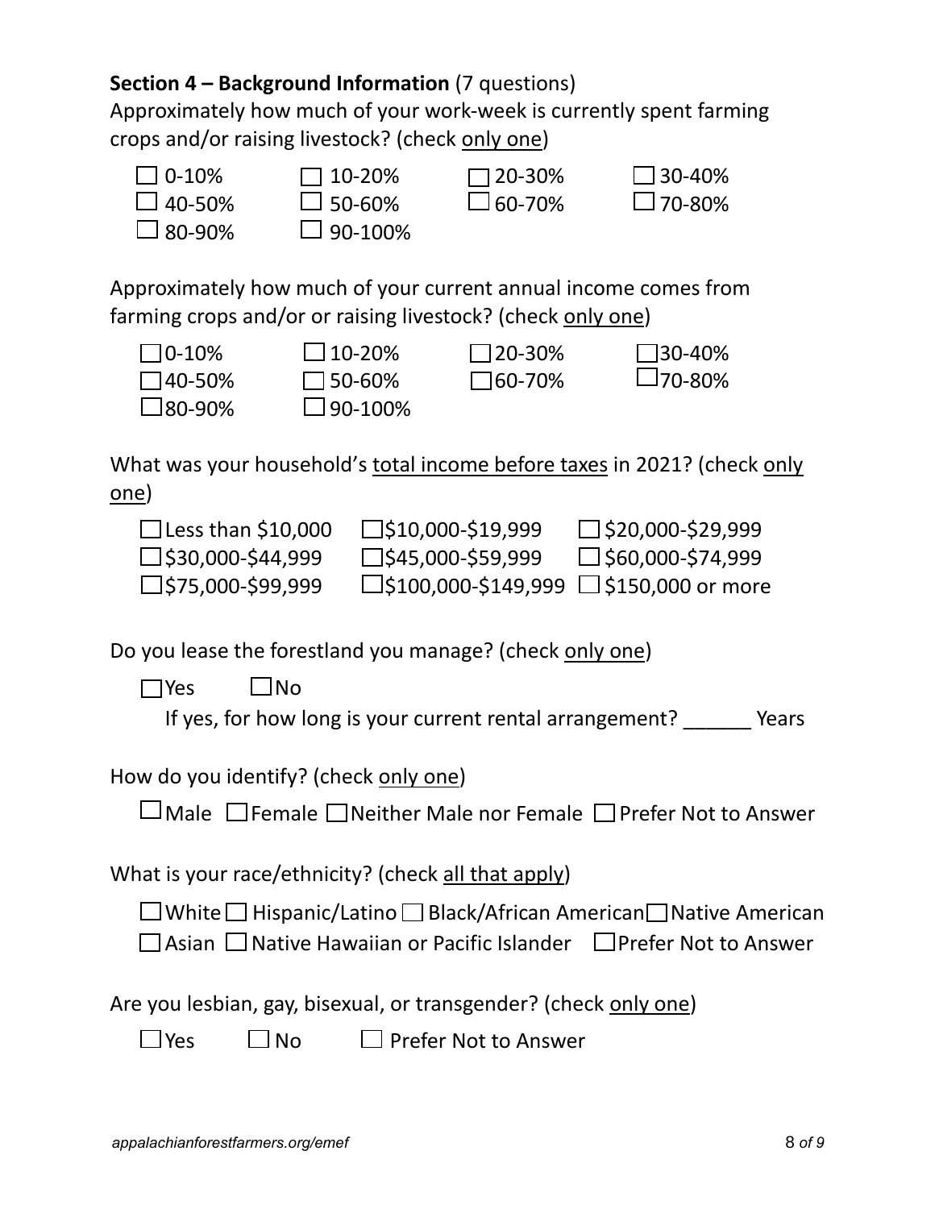**Section 4 – Background Information** (7 questions)

Approximately how much of your work-week is currently spent farming crops and/or raising livestock? (check only one)

☐ 0-10% ☐ 10-20% ☐ 20-30% ☐ 30-40%
☐ 40-50% ☐ 50-60% ☐ 60-70% ☐ 70-80%
☐ 80-90% ☐ 90-100%

Approximately how much of your current annual income comes from farming crops and/or or raising livestock? (check only one)

☐ 0-10% ☐ 10-20% ☐ 20-30% ☐ 30-40%
☐ 40-50% ☐ 50-60% ☐ 60-70% ☐ 70-80%
☐ 80-90% ☐ 90-100%

What was your household's total income before taxes in 2021? (check only one)

☐ Less than $10,000 ☐ $10,000-$19,999 ☐ $20,000-$29,999
☐ $30,000-$44,999 ☐ $45,000-$59,999 ☐ $60,000-$74,999
☐ $75,000-$99,999 ☐ $100,000-$149,999 ☐ $150,000 or more

Do you lease the forestland you manage? (check only one)

☐ Yes ☐ No

If yes, for how long is your current rental arrangement? ______ Years

How do you identify? (check only one)

☐ Male ☐ Female ☐ Neither Male nor Female ☐ Prefer Not to Answer

What is your race/ethnicity? (check all that apply)

☐ White ☐ Hispanic/Latino ☐ Black/African American ☐ Native American
☐ Asian ☐ Native Hawaiian or Pacific Islander ☐ Prefer Not to Answer

Are you lesbian, gay, bisexual, or transgender? (check only one)

☐ Yes ☐ No ☐ Prefer Not to Answer

*appalachianforestfarmers.org/emef*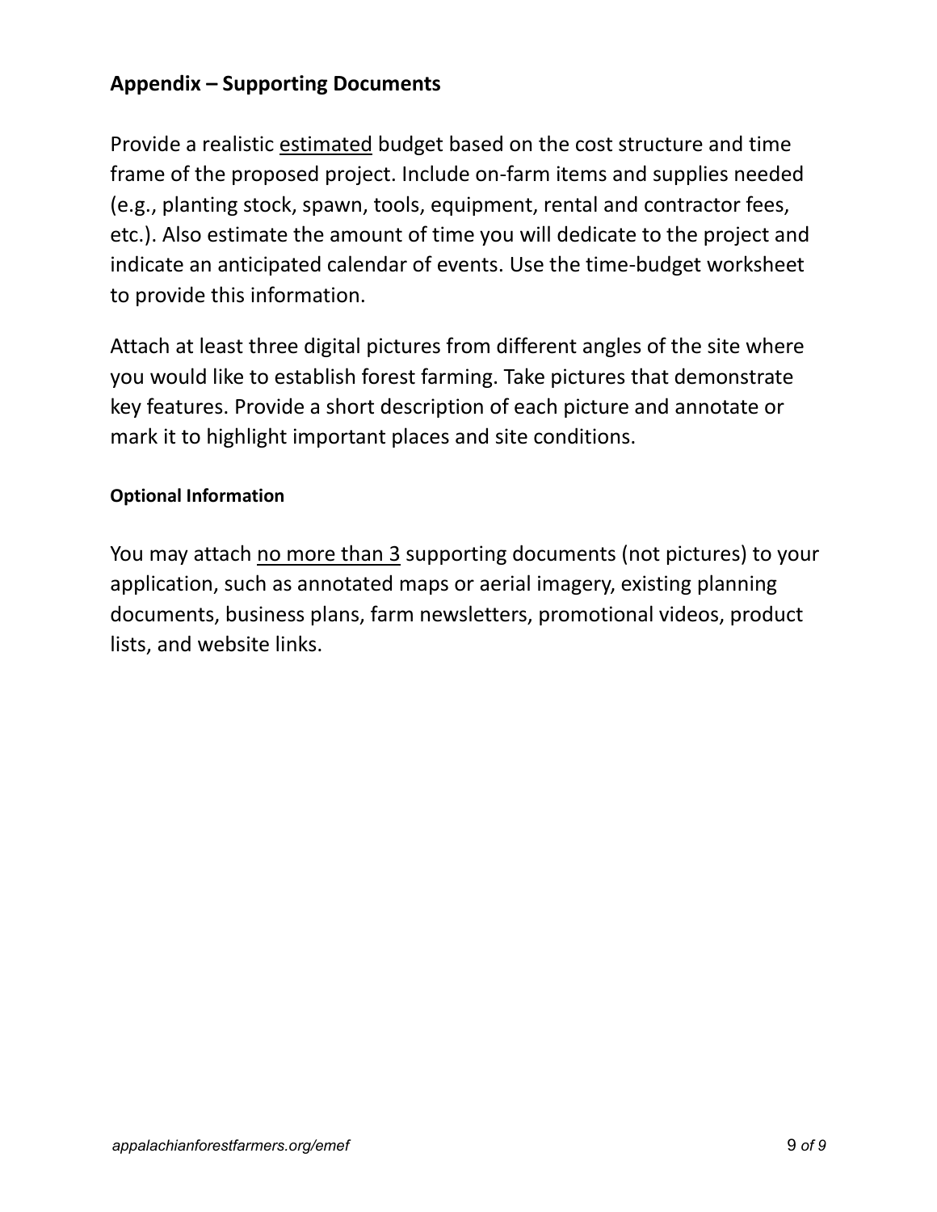## Appendix – Supporting Documents

Provide a realistic <u>estimated</u> budget based on the cost structure and time frame of the proposed project. Include on-farm items and supplies needed (e.g., planting stock, spawn, tools, equipment, rental and contractor fees, etc.). Also estimate the amount of time you will dedicate to the project and indicate an anticipated calendar of events. Use the time-budget worksheet to provide this information.

Attach at least three digital pictures from different angles of the site where you would like to establish forest farming. Take pictures that demonstrate key features. Provide a short description of each picture and annotate or mark it to highlight important places and site conditions.

#### Optional Information

You may attach <u>no more than 3</u> supporting documents (not pictures) to your application, such as annotated maps or aerial imagery, existing planning documents, business plans, farm newsletters, promotional videos, product lists, and website links.